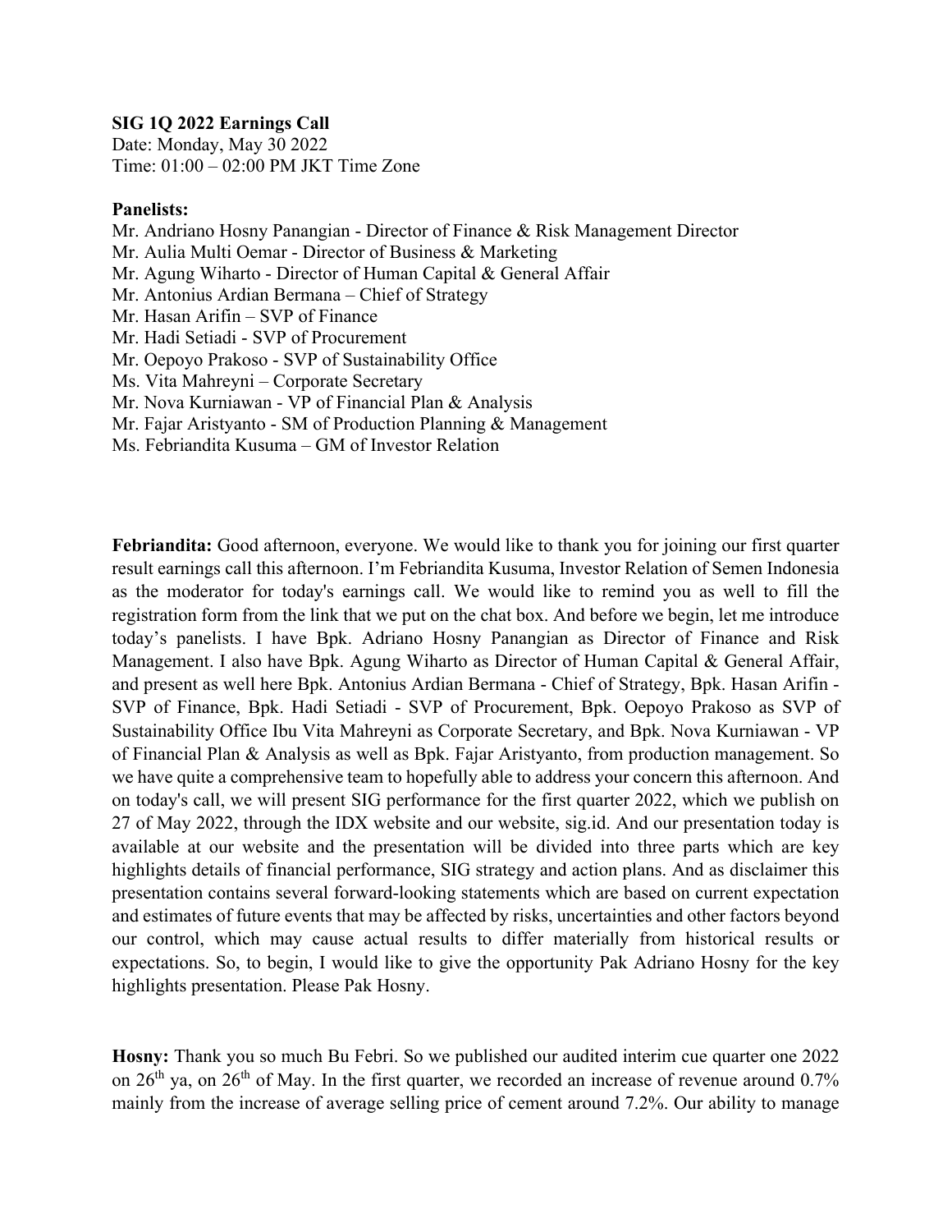**SIG 1Q 2022 Earnings Call**
Date: Monday, May 30 2022
Time: 01:00 – 02:00 PM JKT Time Zone

**Panelists:**
Mr. Andriano Hosny Panangian - Director of Finance & Risk Management Director
Mr. Aulia Multi Oemar - Director of Business & Marketing
Mr. Agung Wiharto - Director of Human Capital & General Affair
Mr. Antonius Ardian Bermana – Chief of Strategy
Mr. Hasan Arifin – SVP of Finance
Mr. Hadi Setiadi - SVP of Procurement
Mr. Oepoyo Prakoso - SVP of Sustainability Office
Ms. Vita Mahreyni – Corporate Secretary
Mr. Nova Kurniawan - VP of Financial Plan & Analysis
Mr. Fajar Aristyanto - SM of Production Planning & Management
Ms. Febriandita Kusuma – GM of Investor Relation

**Febriandita:** Good afternoon, everyone. We would like to thank you for joining our first quarter result earnings call this afternoon. I'm Febriandita Kusuma, Investor Relation of Semen Indonesia as the moderator for today's earnings call. We would like to remind you as well to fill the registration form from the link that we put on the chat box. And before we begin, let me introduce today's panelists. I have Bpk. Adriano Hosny Panangian as Director of Finance and Risk Management. I also have Bpk. Agung Wiharto as Director of Human Capital & General Affair, and present as well here Bpk. Antonius Ardian Bermana - Chief of Strategy, Bpk. Hasan Arifin - SVP of Finance, Bpk. Hadi Setiadi - SVP of Procurement, Bpk. Oepoyo Prakoso as SVP of Sustainability Office Ibu Vita Mahreyni as Corporate Secretary, and Bpk. Nova Kurniawan - VP of Financial Plan & Analysis as well as Bpk. Fajar Aristyanto, from production management. So we have quite a comprehensive team to hopefully able to address your concern this afternoon. And on today's call, we will present SIG performance for the first quarter 2022, which we publish on 27 of May 2022, through the IDX website and our website, sig.id. And our presentation today is available at our website and the presentation will be divided into three parts which are key highlights details of financial performance, SIG strategy and action plans. And as disclaimer this presentation contains several forward-looking statements which are based on current expectation and estimates of future events that may be affected by risks, uncertainties and other factors beyond our control, which may cause actual results to differ materially from historical results or expectations. So, to begin, I would like to give the opportunity Pak Adriano Hosny for the key highlights presentation. Please Pak Hosny.

**Hosny:** Thank you so much Bu Febri. So we published our audited interim cue quarter one 2022 on 26th ya, on 26th of May. In the first quarter, we recorded an increase of revenue around 0.7% mainly from the increase of average selling price of cement around 7.2%. Our ability to manage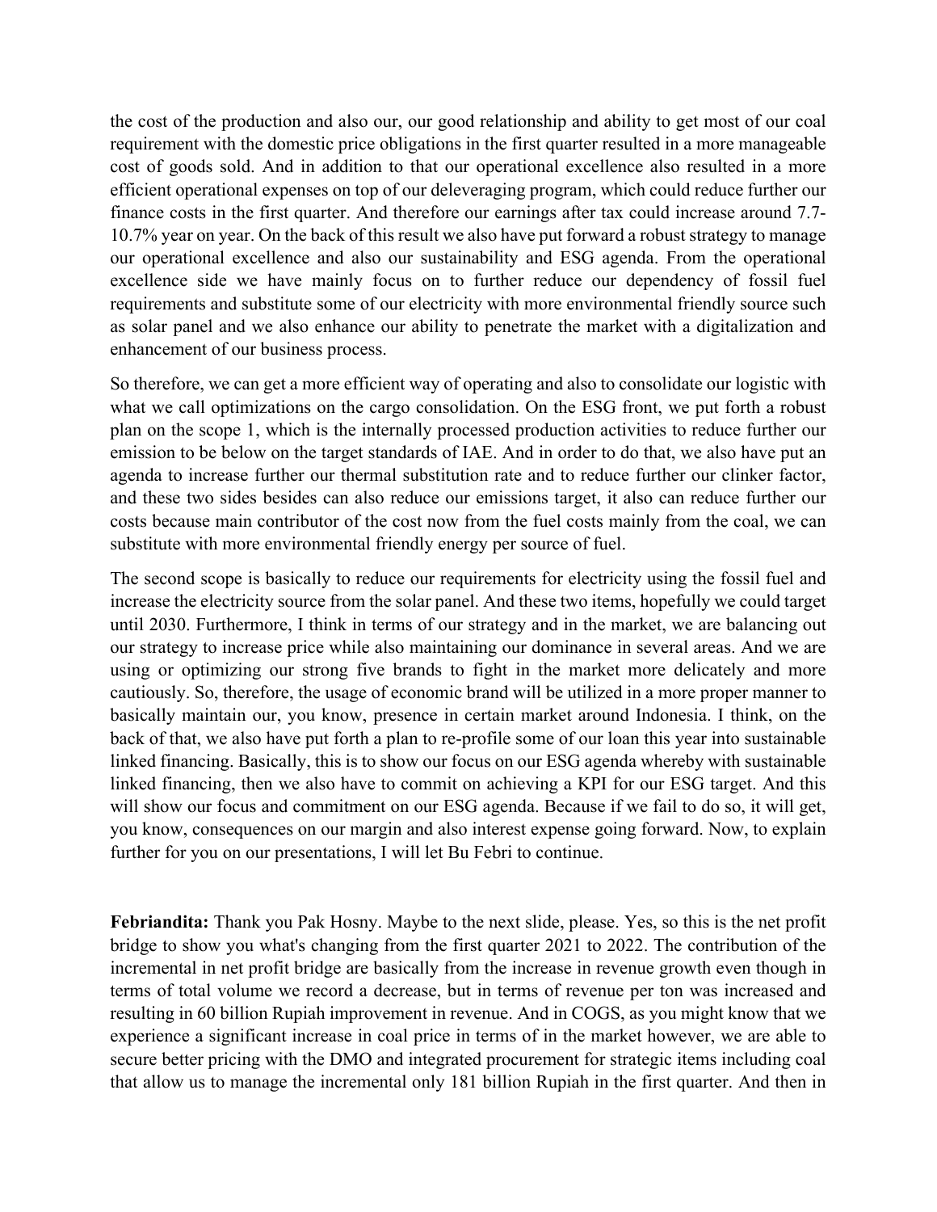the cost of the production and also our, our good relationship and ability to get most of our coal requirement with the domestic price obligations in the first quarter resulted in a more manageable cost of goods sold. And in addition to that our operational excellence also resulted in a more efficient operational expenses on top of our deleveraging program, which could reduce further our finance costs in the first quarter. And therefore our earnings after tax could increase around 7.7-10.7% year on year. On the back of this result we also have put forward a robust strategy to manage our operational excellence and also our sustainability and ESG agenda. From the operational excellence side we have mainly focus on to further reduce our dependency of fossil fuel requirements and substitute some of our electricity with more environmental friendly source such as solar panel and we also enhance our ability to penetrate the market with a digitalization and enhancement of our business process.

So therefore, we can get a more efficient way of operating and also to consolidate our logistic with what we call optimizations on the cargo consolidation. On the ESG front, we put forth a robust plan on the scope 1, which is the internally processed production activities to reduce further our emission to be below on the target standards of IAE. And in order to do that, we also have put an agenda to increase further our thermal substitution rate and to reduce further our clinker factor, and these two sides besides can also reduce our emissions target, it also can reduce further our costs because main contributor of the cost now from the fuel costs mainly from the coal, we can substitute with more environmental friendly energy per source of fuel.

The second scope is basically to reduce our requirements for electricity using the fossil fuel and increase the electricity source from the solar panel. And these two items, hopefully we could target until 2030. Furthermore, I think in terms of our strategy and in the market, we are balancing out our strategy to increase price while also maintaining our dominance in several areas. And we are using or optimizing our strong five brands to fight in the market more delicately and more cautiously. So, therefore, the usage of economic brand will be utilized in a more proper manner to basically maintain our, you know, presence in certain market around Indonesia. I think, on the back of that, we also have put forth a plan to re-profile some of our loan this year into sustainable linked financing. Basically, this is to show our focus on our ESG agenda whereby with sustainable linked financing, then we also have to commit on achieving a KPI for our ESG target. And this will show our focus and commitment on our ESG agenda. Because if we fail to do so, it will get, you know, consequences on our margin and also interest expense going forward. Now, to explain further for you on our presentations, I will let Bu Febri to continue.

**Febriandita:** Thank you Pak Hosny. Maybe to the next slide, please. Yes, so this is the net profit bridge to show you what's changing from the first quarter 2021 to 2022. The contribution of the incremental in net profit bridge are basically from the increase in revenue growth even though in terms of total volume we record a decrease, but in terms of revenue per ton was increased and resulting in 60 billion Rupiah improvement in revenue. And in COGS, as you might know that we experience a significant increase in coal price in terms of in the market however, we are able to secure better pricing with the DMO and integrated procurement for strategic items including coal that allow us to manage the incremental only 181 billion Rupiah in the first quarter. And then in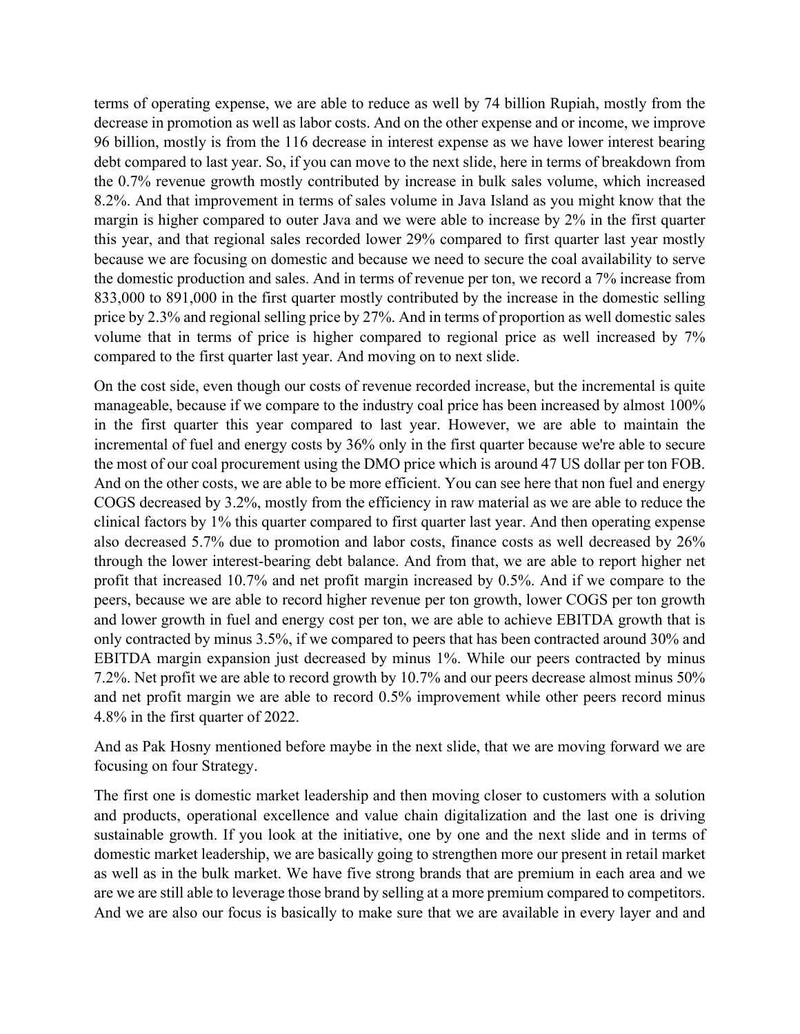terms of operating expense, we are able to reduce as well by 74 billion Rupiah, mostly from the decrease in promotion as well as labor costs. And on the other expense and or income, we improve 96 billion, mostly is from the 116 decrease in interest expense as we have lower interest bearing debt compared to last year. So, if you can move to the next slide, here in terms of breakdown from the 0.7% revenue growth mostly contributed by increase in bulk sales volume, which increased 8.2%. And that improvement in terms of sales volume in Java Island as you might know that the margin is higher compared to outer Java and we were able to increase by 2% in the first quarter this year, and that regional sales recorded lower 29% compared to first quarter last year mostly because we are focusing on domestic and because we need to secure the coal availability to serve the domestic production and sales. And in terms of revenue per ton, we record a 7% increase from 833,000 to 891,000 in the first quarter mostly contributed by the increase in the domestic selling price by 2.3% and regional selling price by 27%. And in terms of proportion as well domestic sales volume that in terms of price is higher compared to regional price as well increased by 7% compared to the first quarter last year. And moving on to next slide.

On the cost side, even though our costs of revenue recorded increase, but the incremental is quite manageable, because if we compare to the industry coal price has been increased by almost 100% in the first quarter this year compared to last year. However, we are able to maintain the incremental of fuel and energy costs by 36% only in the first quarter because we're able to secure the most of our coal procurement using the DMO price which is around 47 US dollar per ton FOB. And on the other costs, we are able to be more efficient. You can see here that non fuel and energy COGS decreased by 3.2%, mostly from the efficiency in raw material as we are able to reduce the clinical factors by 1% this quarter compared to first quarter last year. And then operating expense also decreased 5.7% due to promotion and labor costs, finance costs as well decreased by 26% through the lower interest-bearing debt balance. And from that, we are able to report higher net profit that increased 10.7% and net profit margin increased by 0.5%. And if we compare to the peers, because we are able to record higher revenue per ton growth, lower COGS per ton growth and lower growth in fuel and energy cost per ton, we are able to achieve EBITDA growth that is only contracted by minus 3.5%, if we compared to peers that has been contracted around 30% and EBITDA margin expansion just decreased by minus 1%. While our peers contracted by minus 7.2%. Net profit we are able to record growth by 10.7% and our peers decrease almost minus 50% and net profit margin we are able to record 0.5% improvement while other peers record minus 4.8% in the first quarter of 2022.

And as Pak Hosny mentioned before maybe in the next slide, that we are moving forward we are focusing on four Strategy.

The first one is domestic market leadership and then moving closer to customers with a solution and products, operational excellence and value chain digitalization and the last one is driving sustainable growth. If you look at the initiative, one by one and the next slide and in terms of domestic market leadership, we are basically going to strengthen more our present in retail market as well as in the bulk market. We have five strong brands that are premium in each area and we are we are still able to leverage those brand by selling at a more premium compared to competitors. And we are also our focus is basically to make sure that we are available in every layer and and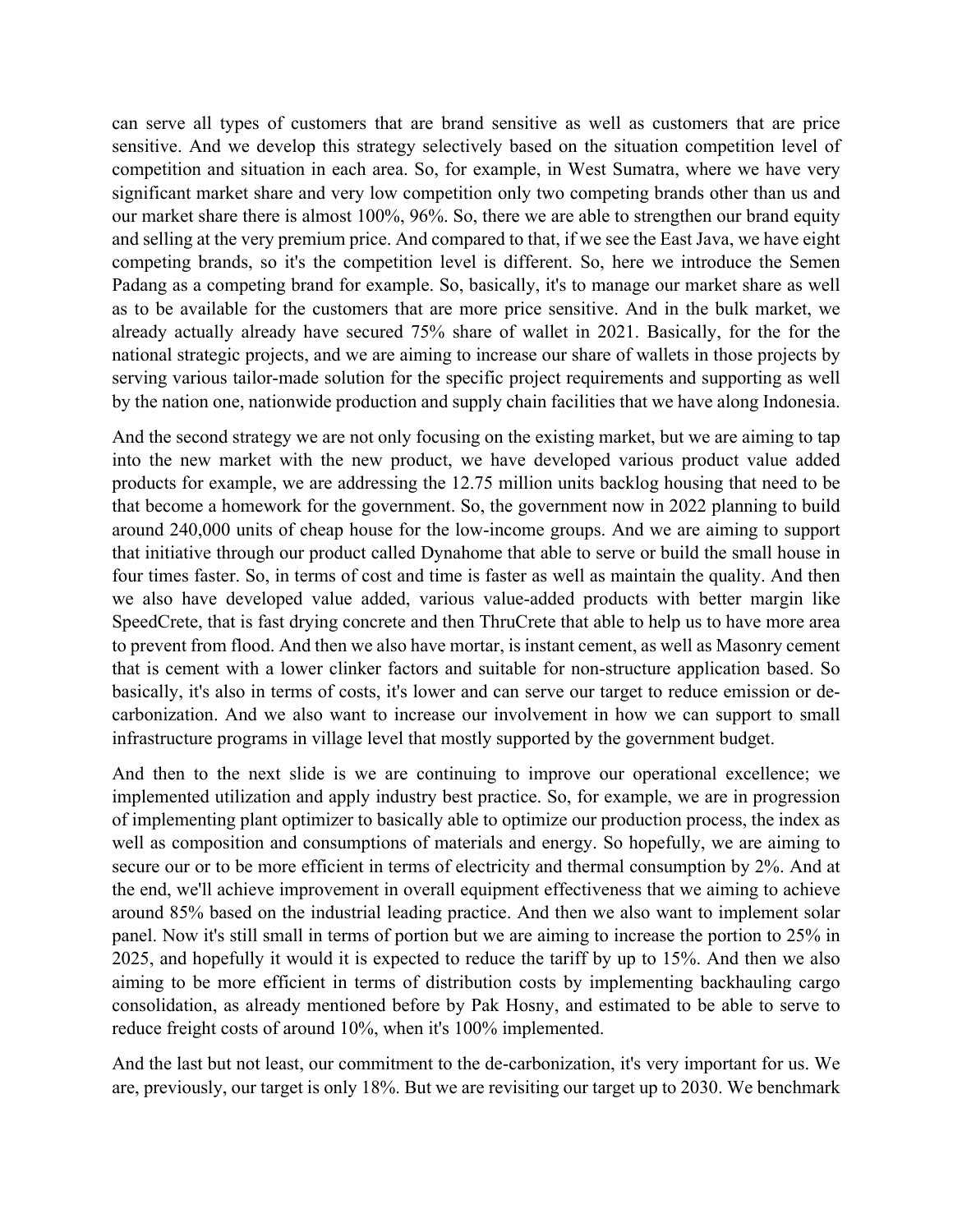can serve all types of customers that are brand sensitive as well as customers that are price sensitive. And we develop this strategy selectively based on the situation competition level of competition and situation in each area. So, for example, in West Sumatra, where we have very significant market share and very low competition only two competing brands other than us and our market share there is almost 100%, 96%. So, there we are able to strengthen our brand equity and selling at the very premium price. And compared to that, if we see the East Java, we have eight competing brands, so it's the competition level is different. So, here we introduce the Semen Padang as a competing brand for example. So, basically, it's to manage our market share as well as to be available for the customers that are more price sensitive. And in the bulk market, we already actually already have secured 75% share of wallet in 2021. Basically, for the for the national strategic projects, and we are aiming to increase our share of wallets in those projects by serving various tailor-made solution for the specific project requirements and supporting as well by the nation one, nationwide production and supply chain facilities that we have along Indonesia.

And the second strategy we are not only focusing on the existing market, but we are aiming to tap into the new market with the new product, we have developed various product value added products for example, we are addressing the 12.75 million units backlog housing that need to be that become a homework for the government. So, the government now in 2022 planning to build around 240,000 units of cheap house for the low-income groups. And we are aiming to support that initiative through our product called Dynahome that able to serve or build the small house in four times faster. So, in terms of cost and time is faster as well as maintain the quality. And then we also have developed value added, various value-added products with better margin like SpeedCrete, that is fast drying concrete and then ThruCrete that able to help us to have more area to prevent from flood. And then we also have mortar, is instant cement, as well as Masonry cement that is cement with a lower clinker factors and suitable for non-structure application based. So basically, it's also in terms of costs, it's lower and can serve our target to reduce emission or de-carbonization. And we also want to increase our involvement in how we can support to small infrastructure programs in village level that mostly supported by the government budget.

And then to the next slide is we are continuing to improve our operational excellence; we implemented utilization and apply industry best practice. So, for example, we are in progression of implementing plant optimizer to basically able to optimize our production process, the index as well as composition and consumptions of materials and energy. So hopefully, we are aiming to secure our or to be more efficient in terms of electricity and thermal consumption by 2%. And at the end, we'll achieve improvement in overall equipment effectiveness that we aiming to achieve around 85% based on the industrial leading practice. And then we also want to implement solar panel. Now it's still small in terms of portion but we are aiming to increase the portion to 25% in 2025, and hopefully it would it is expected to reduce the tariff by up to 15%. And then we also aiming to be more efficient in terms of distribution costs by implementing backhauling cargo consolidation, as already mentioned before by Pak Hosny, and estimated to be able to serve to reduce freight costs of around 10%, when it's 100% implemented.

And the last but not least, our commitment to the de-carbonization, it's very important for us. We are, previously, our target is only 18%. But we are revisiting our target up to 2030. We benchmark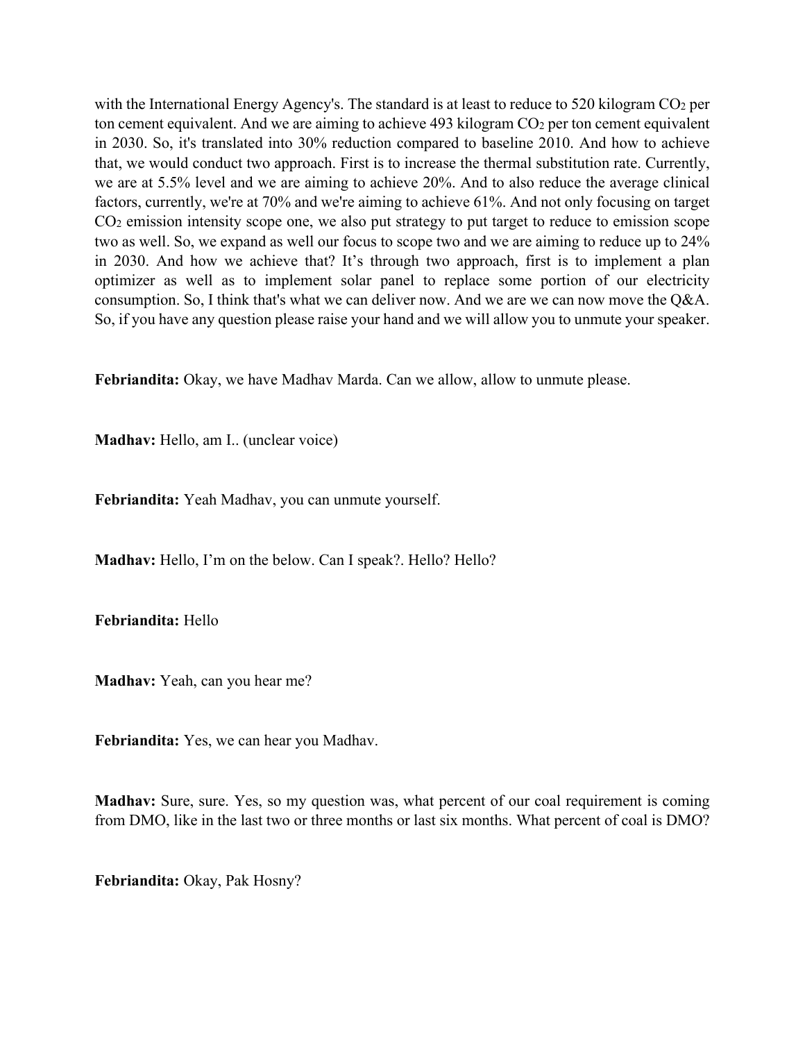with the International Energy Agency's. The standard is at least to reduce to 520 kilogram $CO_2$ per ton cement equivalent. And we are aiming to achieve 493 kilogram $CO_2$ per ton cement equivalent in 2030. So, it's translated into 30% reduction compared to baseline 2010. And how to achieve that, we would conduct two approach. First is to increase the thermal substitution rate. Currently, we are at 5.5% level and we are aiming to achieve 20%. And to also reduce the average clinical factors, currently, we're at 70% and we're aiming to achieve 61%. And not only focusing on target $CO_2$ emission intensity scope one, we also put strategy to put target to reduce to emission scope two as well. So, we expand as well our focus to scope two and we are aiming to reduce up to 24% in 2030. And how we achieve that? It's through two approach, first is to implement a plan optimizer as well as to implement solar panel to replace some portion of our electricity consumption. So, I think that's what we can deliver now. And we are we can now move the Q&A. So, if you have any question please raise your hand and we will allow you to unmute your speaker.

**Febriandita:** Okay, we have Madhav Marda. Can we allow, allow to unmute please.

**Madhav:** Hello, am I.. (unclear voice)

**Febriandita:** Yeah Madhav, you can unmute yourself.

**Madhav:** Hello, I'm on the below. Can I speak?. Hello? Hello?

**Febriandita:** Hello

**Madhav:** Yeah, can you hear me?

**Febriandita:** Yes, we can hear you Madhav.

**Madhav:** Sure, sure. Yes, so my question was, what percent of our coal requirement is coming from DMO, like in the last two or three months or last six months. What percent of coal is DMO?

**Febriandita:** Okay, Pak Hosny?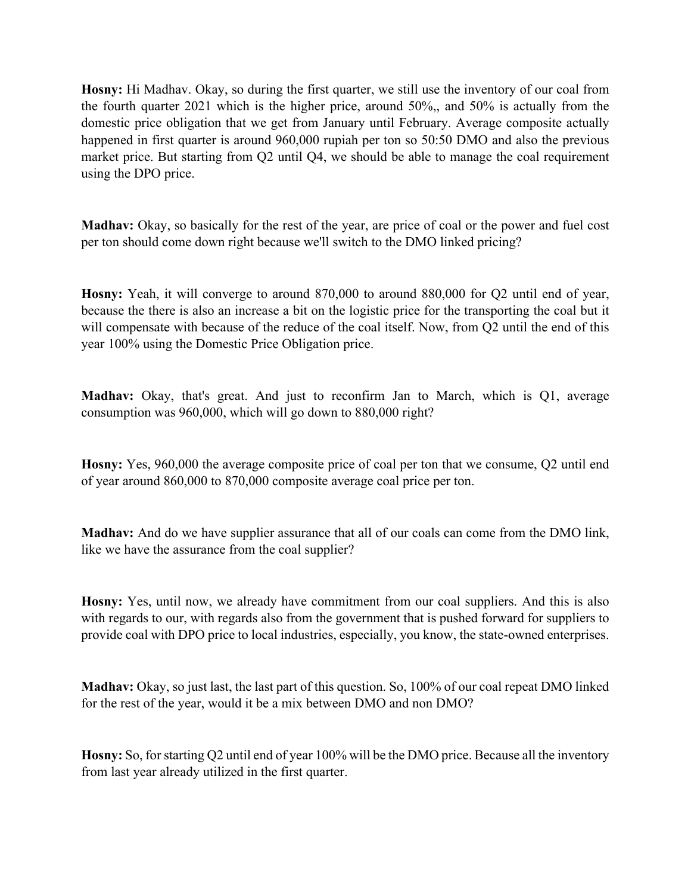**Hosny:** Hi Madhav. Okay, so during the first quarter, we still use the inventory of our coal from the fourth quarter 2021 which is the higher price, around 50%,, and 50% is actually from the domestic price obligation that we get from January until February. Average composite actually happened in first quarter is around 960,000 rupiah per ton so 50:50 DMO and also the previous market price. But starting from Q2 until Q4, we should be able to manage the coal requirement using the DPO price.

**Madhav:** Okay, so basically for the rest of the year, are price of coal or the power and fuel cost per ton should come down right because we'll switch to the DMO linked pricing?

**Hosny:** Yeah, it will converge to around 870,000 to around 880,000 for Q2 until end of year, because the there is also an increase a bit on the logistic price for the transporting the coal but it will compensate with because of the reduce of the coal itself. Now, from Q2 until the end of this year 100% using the Domestic Price Obligation price.

**Madhav:** Okay, that's great. And just to reconfirm Jan to March, which is Q1, average consumption was 960,000, which will go down to 880,000 right?

**Hosny:** Yes, 960,000 the average composite price of coal per ton that we consume, Q2 until end of year around 860,000 to 870,000 composite average coal price per ton.

**Madhav:** And do we have supplier assurance that all of our coals can come from the DMO link, like we have the assurance from the coal supplier?

**Hosny:** Yes, until now, we already have commitment from our coal suppliers. And this is also with regards to our, with regards also from the government that is pushed forward for suppliers to provide coal with DPO price to local industries, especially, you know, the state-owned enterprises.

**Madhav:** Okay, so just last, the last part of this question. So, 100% of our coal repeat DMO linked for the rest of the year, would it be a mix between DMO and non DMO?

**Hosny:** So, for starting Q2 until end of year 100% will be the DMO price. Because all the inventory from last year already utilized in the first quarter.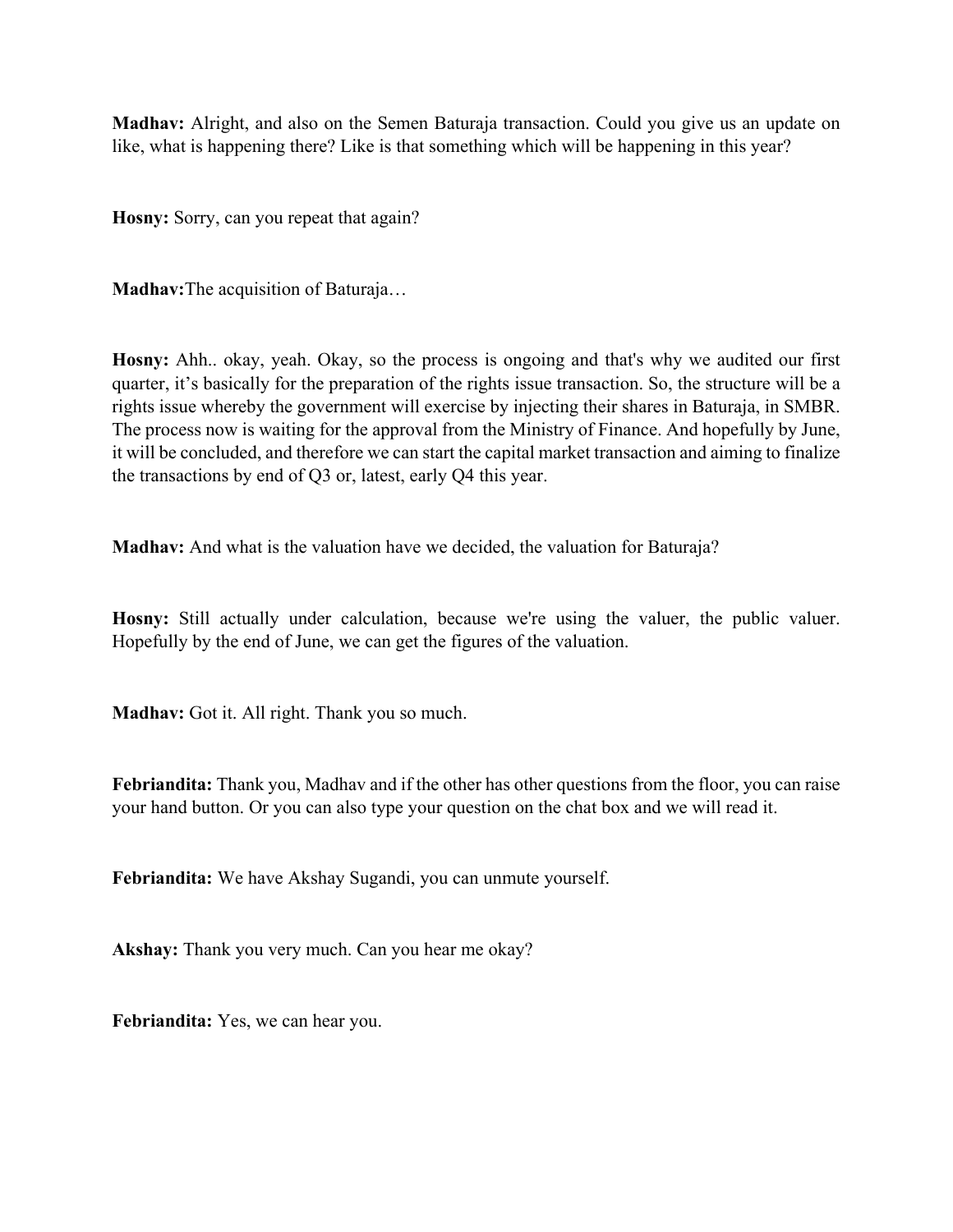**Madhav:** Alright, and also on the Semen Baturaja transaction. Could you give us an update on like, what is happening there? Like is that something which will be happening in this year?

**Hosny:** Sorry, can you repeat that again?

**Madhav:**The acquisition of Baturaja…

**Hosny:** Ahh.. okay, yeah. Okay, so the process is ongoing and that's why we audited our first quarter, it's basically for the preparation of the rights issue transaction. So, the structure will be a rights issue whereby the government will exercise by injecting their shares in Baturaja, in SMBR. The process now is waiting for the approval from the Ministry of Finance. And hopefully by June, it will be concluded, and therefore we can start the capital market transaction and aiming to finalize the transactions by end of Q3 or, latest, early Q4 this year.

**Madhav:** And what is the valuation have we decided, the valuation for Baturaja?

**Hosny:** Still actually under calculation, because we're using the valuer, the public valuer. Hopefully by the end of June, we can get the figures of the valuation.

**Madhav:** Got it. All right. Thank you so much.

**Febriandita:** Thank you, Madhav and if the other has other questions from the floor, you can raise your hand button. Or you can also type your question on the chat box and we will read it.

**Febriandita:** We have Akshay Sugandi, you can unmute yourself.

**Akshay:** Thank you very much. Can you hear me okay?

**Febriandita:** Yes, we can hear you.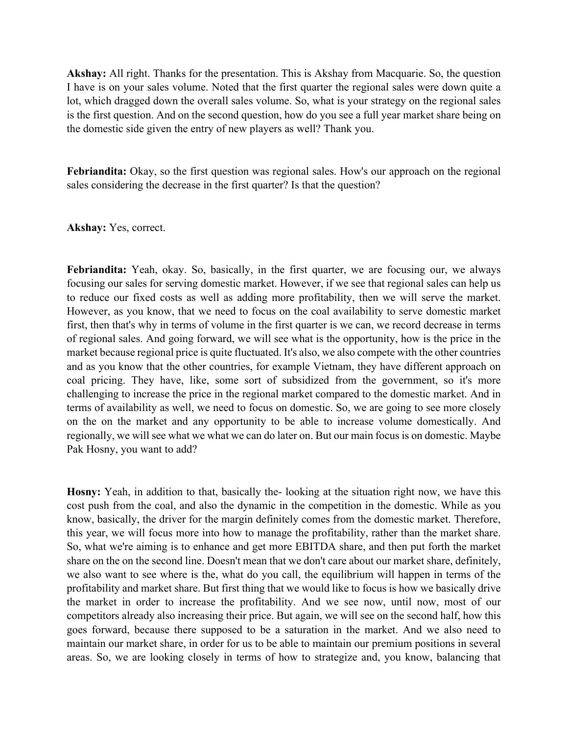**Akshay:** All right. Thanks for the presentation. This is Akshay from Macquarie. So, the question I have is on your sales volume. Noted that the first quarter the regional sales were down quite a lot, which dragged down the overall sales volume. So, what is your strategy on the regional sales is the first question. And on the second question, how do you see a full year market share being on the domestic side given the entry of new players as well? Thank you.

**Febriandita:** Okay, so the first question was regional sales. How's our approach on the regional sales considering the decrease in the first quarter? Is that the question?

**Akshay:** Yes, correct.

**Febriandita:** Yeah, okay. So, basically, in the first quarter, we are focusing our, we always focusing our sales for serving domestic market. However, if we see that regional sales can help us to reduce our fixed costs as well as adding more profitability, then we will serve the market. However, as you know, that we need to focus on the coal availability to serve domestic market first, then that's why in terms of volume in the first quarter is we can, we record decrease in terms of regional sales. And going forward, we will see what is the opportunity, how is the price in the market because regional price is quite fluctuated. It's also, we also compete with the other countries and as you know that the other countries, for example Vietnam, they have different approach on coal pricing. They have, like, some sort of subsidized from the government, so it's more challenging to increase the price in the regional market compared to the domestic market. And in terms of availability as well, we need to focus on domestic. So, we are going to see more closely on the on the market and any opportunity to be able to increase volume domestically. And regionally, we will see what we what we can do later on. But our main focus is on domestic. Maybe Pak Hosny, you want to add?

**Hosny:** Yeah, in addition to that, basically the- looking at the situation right now, we have this cost push from the coal, and also the dynamic in the competition in the domestic. While as you know, basically, the driver for the margin definitely comes from the domestic market. Therefore, this year, we will focus more into how to manage the profitability, rather than the market share. So, what we're aiming is to enhance and get more EBITDA share, and then put forth the market share on the on the second line. Doesn't mean that we don't care about our market share, definitely, we also want to see where is the, what do you call, the equilibrium will happen in terms of the profitability and market share. But first thing that we would like to focus is how we basically drive the market in order to increase the profitability. And we see now, until now, most of our competitors already also increasing their price. But again, we will see on the second half, how this goes forward, because there supposed to be a saturation in the market. And we also need to maintain our market share, in order for us to be able to maintain our premium positions in several areas. So, we are looking closely in terms of how to strategize and, you know, balancing that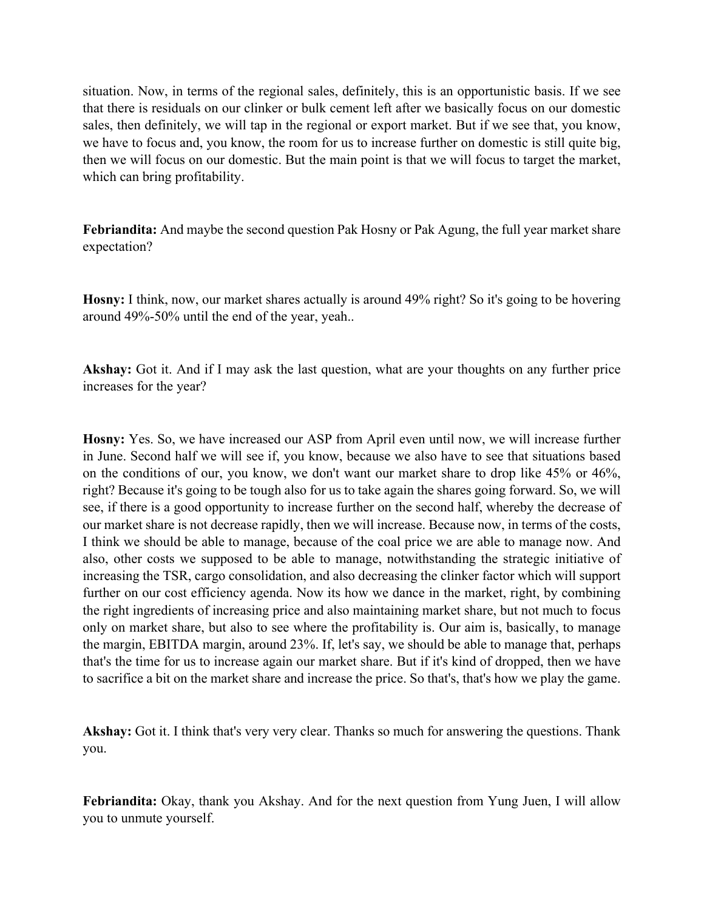situation. Now, in terms of the regional sales, definitely, this is an opportunistic basis. If we see that there is residuals on our clinker or bulk cement left after we basically focus on our domestic sales, then definitely, we will tap in the regional or export market. But if we see that, you know, we have to focus and, you know, the room for us to increase further on domestic is still quite big, then we will focus on our domestic. But the main point is that we will focus to target the market, which can bring profitability.

**Febriandita:** And maybe the second question Pak Hosny or Pak Agung, the full year market share expectation?

**Hosny:** I think, now, our market shares actually is around 49% right? So it's going to be hovering around 49%-50% until the end of the year, yeah..

**Akshay:** Got it. And if I may ask the last question, what are your thoughts on any further price increases for the year?

**Hosny:** Yes. So, we have increased our ASP from April even until now, we will increase further in June. Second half we will see if, you know, because we also have to see that situations based on the conditions of our, you know, we don't want our market share to drop like 45% or 46%, right? Because it's going to be tough also for us to take again the shares going forward. So, we will see, if there is a good opportunity to increase further on the second half, whereby the decrease of our market share is not decrease rapidly, then we will increase. Because now, in terms of the costs, I think we should be able to manage, because of the coal price we are able to manage now. And also, other costs we supposed to be able to manage, notwithstanding the strategic initiative of increasing the TSR, cargo consolidation, and also decreasing the clinker factor which will support further on our cost efficiency agenda. Now its how we dance in the market, right, by combining the right ingredients of increasing price and also maintaining market share, but not much to focus only on market share, but also to see where the profitability is. Our aim is, basically, to manage the margin, EBITDA margin, around 23%. If, let's say, we should be able to manage that, perhaps that's the time for us to increase again our market share. But if it's kind of dropped, then we have to sacrifice a bit on the market share and increase the price. So that's, that's how we play the game.

**Akshay:** Got it. I think that's very very clear. Thanks so much for answering the questions. Thank you.

**Febriandita:** Okay, thank you Akshay. And for the next question from Yung Juen, I will allow you to unmute yourself.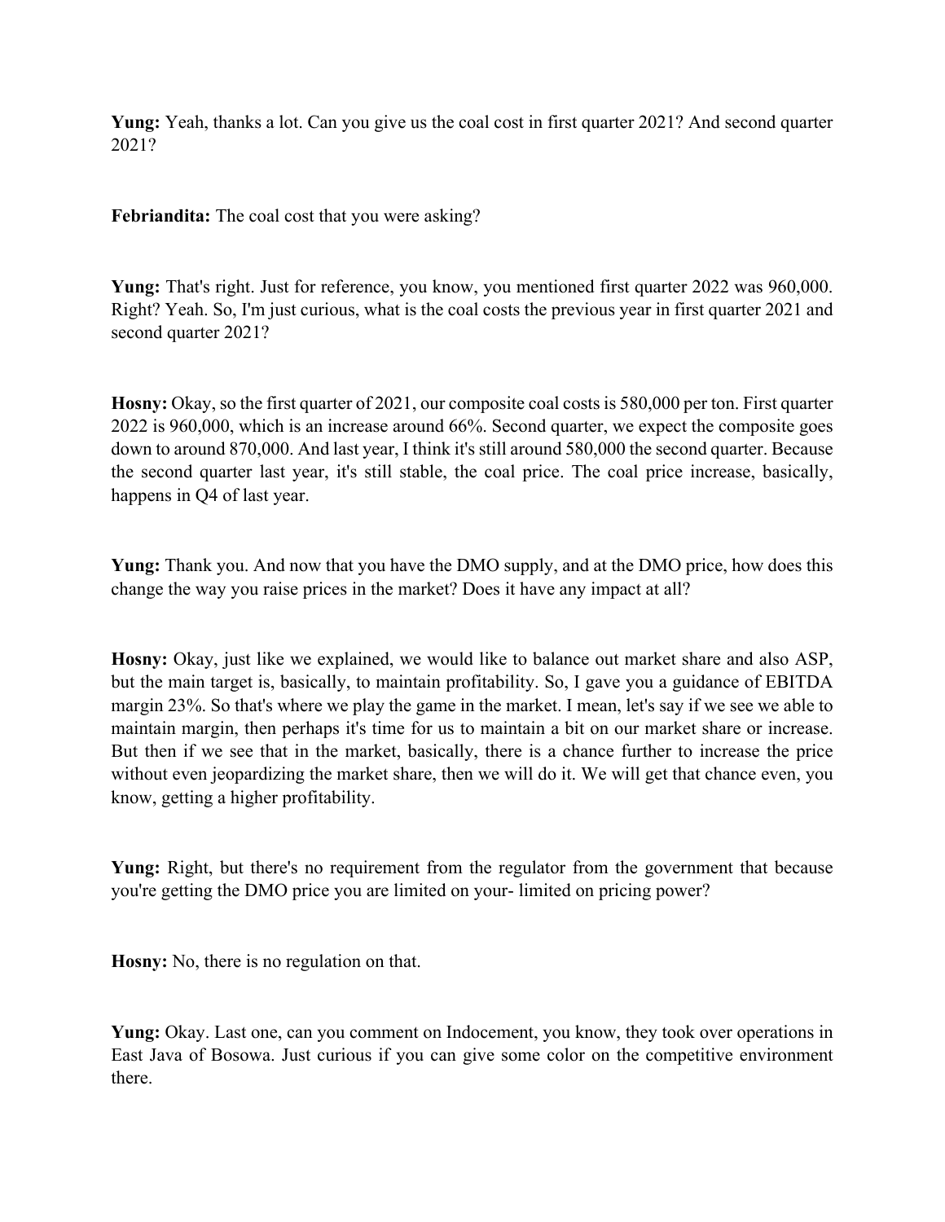**Yung:** Yeah, thanks a lot. Can you give us the coal cost in first quarter 2021? And second quarter 2021?

**Febriandita:** The coal cost that you were asking?

**Yung:** That's right. Just for reference, you know, you mentioned first quarter 2022 was 960,000. Right? Yeah. So, I'm just curious, what is the coal costs the previous year in first quarter 2021 and second quarter 2021?

**Hosny:** Okay, so the first quarter of 2021, our composite coal costs is 580,000 per ton. First quarter 2022 is 960,000, which is an increase around 66%. Second quarter, we expect the composite goes down to around 870,000. And last year, I think it's still around 580,000 the second quarter. Because the second quarter last year, it's still stable, the coal price. The coal price increase, basically, happens in Q4 of last year.

**Yung:** Thank you. And now that you have the DMO supply, and at the DMO price, how does this change the way you raise prices in the market? Does it have any impact at all?

**Hosny:** Okay, just like we explained, we would like to balance out market share and also ASP, but the main target is, basically, to maintain profitability. So, I gave you a guidance of EBITDA margin 23%. So that's where we play the game in the market. I mean, let's say if we see we able to maintain margin, then perhaps it's time for us to maintain a bit on our market share or increase. But then if we see that in the market, basically, there is a chance further to increase the price without even jeopardizing the market share, then we will do it. We will get that chance even, you know, getting a higher profitability.

**Yung:** Right, but there's no requirement from the regulator from the government that because you're getting the DMO price you are limited on your- limited on pricing power?

**Hosny:** No, there is no regulation on that.

**Yung:** Okay. Last one, can you comment on Indocement, you know, they took over operations in East Java of Bosowa. Just curious if you can give some color on the competitive environment there.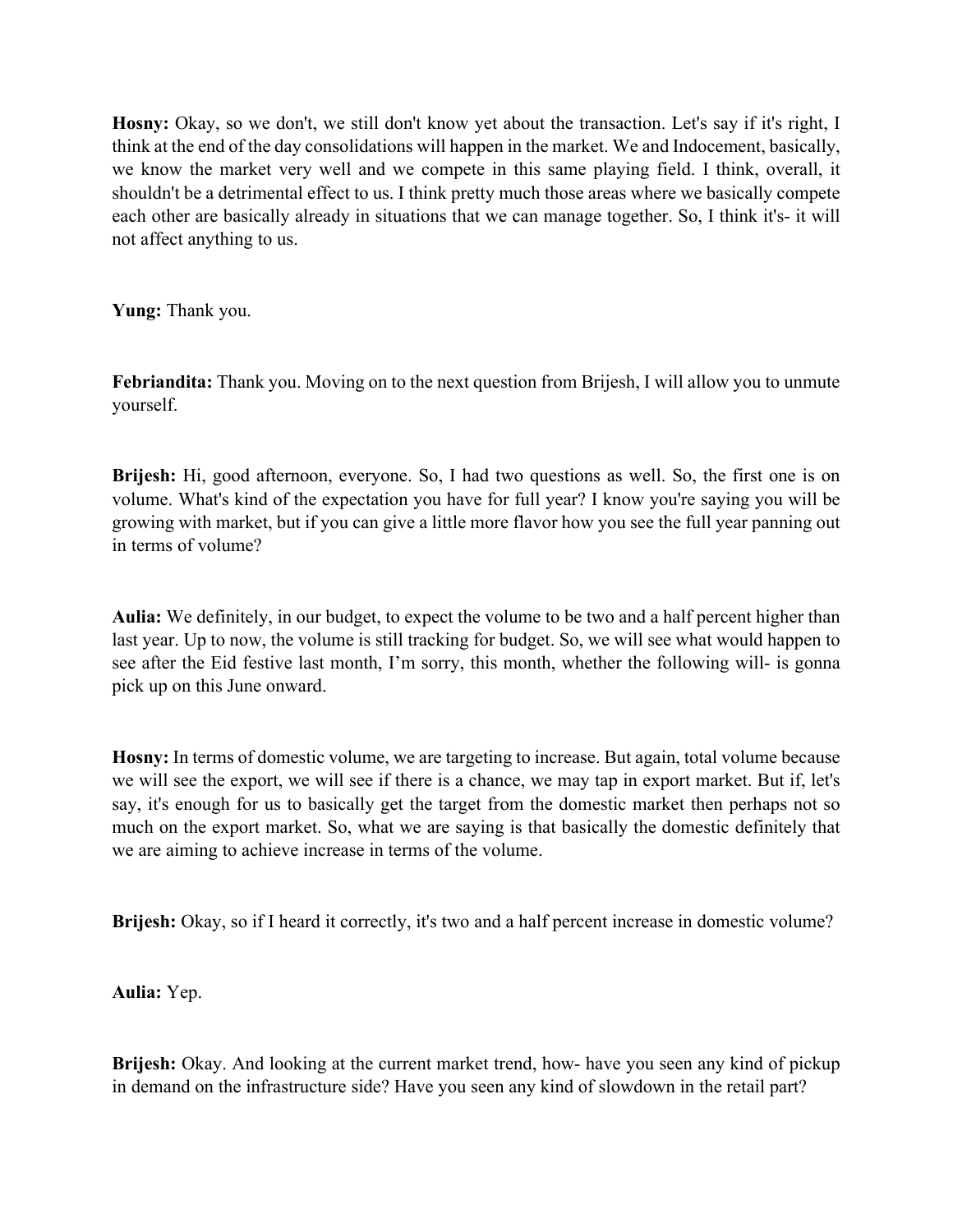**Hosny:** Okay, so we don't, we still don't know yet about the transaction. Let's say if it's right, I think at the end of the day consolidations will happen in the market. We and Indocement, basically, we know the market very well and we compete in this same playing field. I think, overall, it shouldn't be a detrimental effect to us. I think pretty much those areas where we basically compete each other are basically already in situations that we can manage together. So, I think it's- it will not affect anything to us.

**Yung:** Thank you.

**Febriandita:** Thank you. Moving on to the next question from Brijesh, I will allow you to unmute yourself.

**Brijesh:** Hi, good afternoon, everyone. So, I had two questions as well. So, the first one is on volume. What's kind of the expectation you have for full year? I know you're saying you will be growing with market, but if you can give a little more flavor how you see the full year panning out in terms of volume?

**Aulia:** We definitely, in our budget, to expect the volume to be two and a half percent higher than last year. Up to now, the volume is still tracking for budget. So, we will see what would happen to see after the Eid festive last month, I'm sorry, this month, whether the following will- is gonna pick up on this June onward.

**Hosny:** In terms of domestic volume, we are targeting to increase. But again, total volume because we will see the export, we will see if there is a chance, we may tap in export market. But if, let's say, it's enough for us to basically get the target from the domestic market then perhaps not so much on the export market. So, what we are saying is that basically the domestic definitely that we are aiming to achieve increase in terms of the volume.

**Brijesh:** Okay, so if I heard it correctly, it's two and a half percent increase in domestic volume?

**Aulia:** Yep.

**Brijesh:** Okay. And looking at the current market trend, how- have you seen any kind of pickup in demand on the infrastructure side? Have you seen any kind of slowdown in the retail part?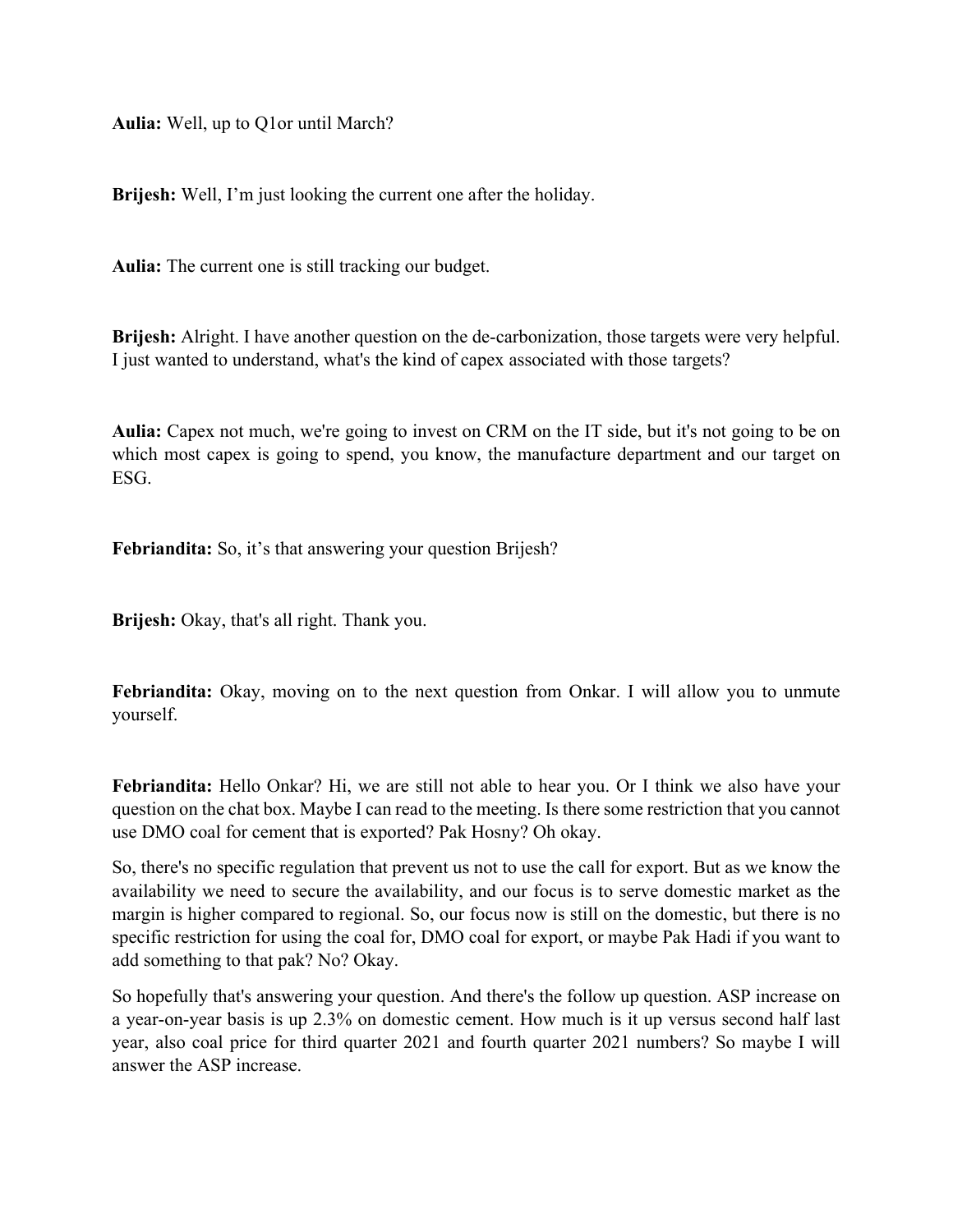**Aulia:** Well, up to Q1or until March?

**Brijesh:** Well, I'm just looking the current one after the holiday.

**Aulia:** The current one is still tracking our budget.

**Brijesh:** Alright. I have another question on the de-carbonization, those targets were very helpful. I just wanted to understand, what's the kind of capex associated with those targets?

**Aulia:** Capex not much, we're going to invest on CRM on the IT side, but it's not going to be on which most capex is going to spend, you know, the manufacture department and our target on ESG.

**Febriandita:** So, it's that answering your question Brijesh?

**Brijesh:** Okay, that's all right. Thank you.

**Febriandita:** Okay, moving on to the next question from Onkar. I will allow you to unmute yourself.

**Febriandita:** Hello Onkar? Hi, we are still not able to hear you. Or I think we also have your question on the chat box. Maybe I can read to the meeting. Is there some restriction that you cannot use DMO coal for cement that is exported? Pak Hosny? Oh okay.

So, there's no specific regulation that prevent us not to use the call for export. But as we know the availability we need to secure the availability, and our focus is to serve domestic market as the margin is higher compared to regional. So, our focus now is still on the domestic, but there is no specific restriction for using the coal for, DMO coal for export, or maybe Pak Hadi if you want to add something to that pak? No? Okay.

So hopefully that's answering your question. And there's the follow up question. ASP increase on a year-on-year basis is up 2.3% on domestic cement. How much is it up versus second half last year, also coal price for third quarter 2021 and fourth quarter 2021 numbers? So maybe I will answer the ASP increase.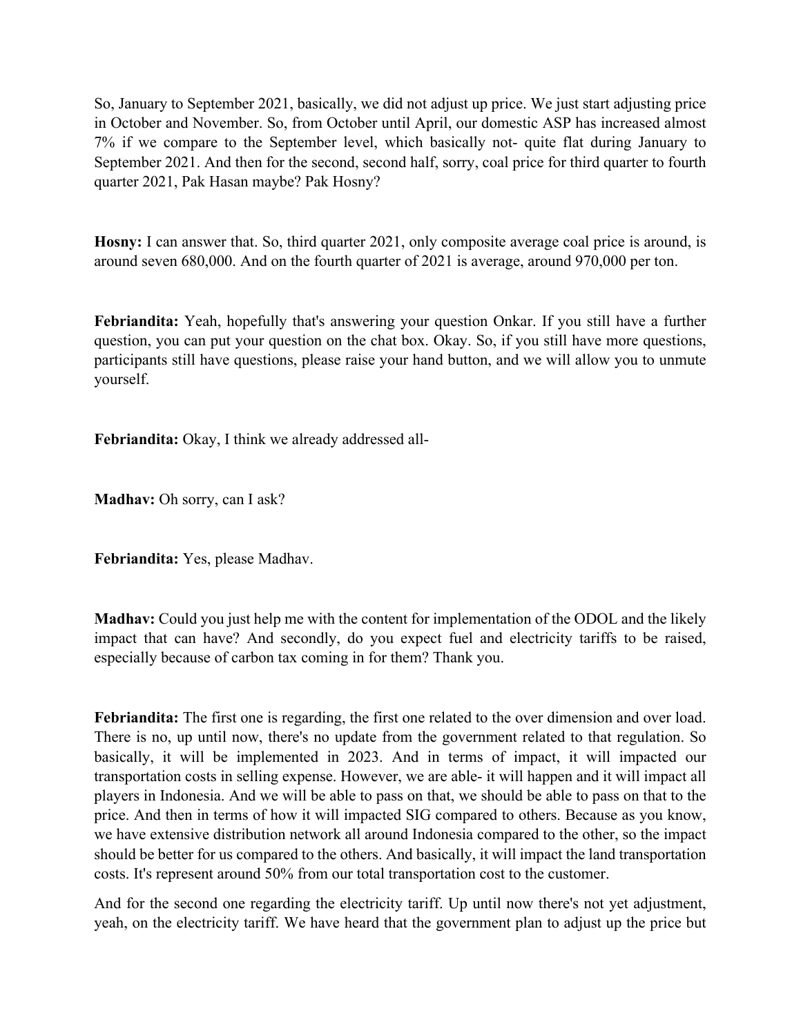So, January to September 2021, basically, we did not adjust up price. We just start adjusting price in October and November. So, from October until April, our domestic ASP has increased almost 7% if we compare to the September level, which basically not- quite flat during January to September 2021. And then for the second, second half, sorry, coal price for third quarter to fourth quarter 2021, Pak Hasan maybe? Pak Hosny?

**Hosny:** I can answer that. So, third quarter 2021, only composite average coal price is around, is around seven 680,000. And on the fourth quarter of 2021 is average, around 970,000 per ton.

**Febriandita:** Yeah, hopefully that's answering your question Onkar. If you still have a further question, you can put your question on the chat box. Okay. So, if you still have more questions, participants still have questions, please raise your hand button, and we will allow you to unmute yourself.

**Febriandita:** Okay, I think we already addressed all-

**Madhav:** Oh sorry, can I ask?

**Febriandita:** Yes, please Madhav.

**Madhav:** Could you just help me with the content for implementation of the ODOL and the likely impact that can have? And secondly, do you expect fuel and electricity tariffs to be raised, especially because of carbon tax coming in for them? Thank you.

**Febriandita:** The first one is regarding, the first one related to the over dimension and over load. There is no, up until now, there's no update from the government related to that regulation. So basically, it will be implemented in 2023. And in terms of impact, it will impacted our transportation costs in selling expense. However, we are able- it will happen and it will impact all players in Indonesia. And we will be able to pass on that, we should be able to pass on that to the price. And then in terms of how it will impacted SIG compared to others. Because as you know, we have extensive distribution network all around Indonesia compared to the other, so the impact should be better for us compared to the others. And basically, it will impact the land transportation costs. It's represent around 50% from our total transportation cost to the customer.

And for the second one regarding the electricity tariff. Up until now there's not yet adjustment, yeah, on the electricity tariff. We have heard that the government plan to adjust up the price but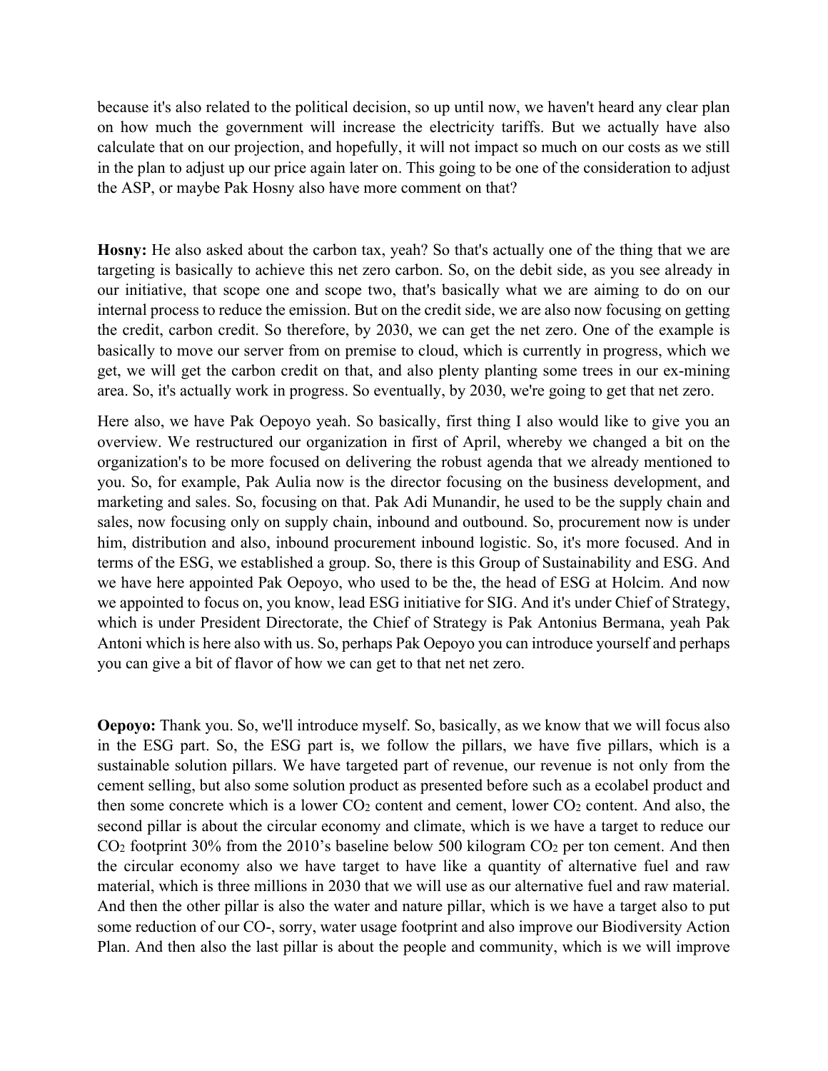because it's also related to the political decision, so up until now, we haven't heard any clear plan on how much the government will increase the electricity tariffs. But we actually have also calculate that on our projection, and hopefully, it will not impact so much on our costs as we still in the plan to adjust up our price again later on. This going to be one of the consideration to adjust the ASP, or maybe Pak Hosny also have more comment on that?

**Hosny:** He also asked about the carbon tax, yeah? So that's actually one of the thing that we are targeting is basically to achieve this net zero carbon. So, on the debit side, as you see already in our initiative, that scope one and scope two, that's basically what we are aiming to do on our internal process to reduce the emission. But on the credit side, we are also now focusing on getting the credit, carbon credit. So therefore, by 2030, we can get the net zero. One of the example is basically to move our server from on premise to cloud, which is currently in progress, which we get, we will get the carbon credit on that, and also plenty planting some trees in our ex-mining area. So, it's actually work in progress. So eventually, by 2030, we're going to get that net zero.

Here also, we have Pak Oepoyo yeah. So basically, first thing I also would like to give you an overview. We restructured our organization in first of April, whereby we changed a bit on the organization's to be more focused on delivering the robust agenda that we already mentioned to you. So, for example, Pak Aulia now is the director focusing on the business development, and marketing and sales. So, focusing on that. Pak Adi Munandir, he used to be the supply chain and sales, now focusing only on supply chain, inbound and outbound. So, procurement now is under him, distribution and also, inbound procurement inbound logistic. So, it's more focused. And in terms of the ESG, we established a group. So, there is this Group of Sustainability and ESG. And we have here appointed Pak Oepoyo, who used to be the, the head of ESG at Holcim. And now we appointed to focus on, you know, lead ESG initiative for SIG. And it's under Chief of Strategy, which is under President Directorate, the Chief of Strategy is Pak Antonius Bermana, yeah Pak Antoni which is here also with us. So, perhaps Pak Oepoyo you can introduce yourself and perhaps you can give a bit of flavor of how we can get to that net net zero.

**Oepoyo:** Thank you. So, we'll introduce myself. So, basically, as we know that we will focus also in the ESG part. So, the ESG part is, we follow the pillars, we have five pillars, which is a sustainable solution pillars. We have targeted part of revenue, our revenue is not only from the cement selling, but also some solution product as presented before such as a ecolabel product and then some concrete which is a lower $CO_2$ content and cement, lower $CO_2$ content. And also, the second pillar is about the circular economy and climate, which is we have a target to reduce our $CO_2$ footprint 30% from the 2010's baseline below 500 kilogram $CO_2$ per ton cement. And then the circular economy also we have target to have like a quantity of alternative fuel and raw material, which is three millions in 2030 that we will use as our alternative fuel and raw material. And then the other pillar is also the water and nature pillar, which is we have a target also to put some reduction of our CO-, sorry, water usage footprint and also improve our Biodiversity Action Plan. And then also the last pillar is about the people and community, which is we will improve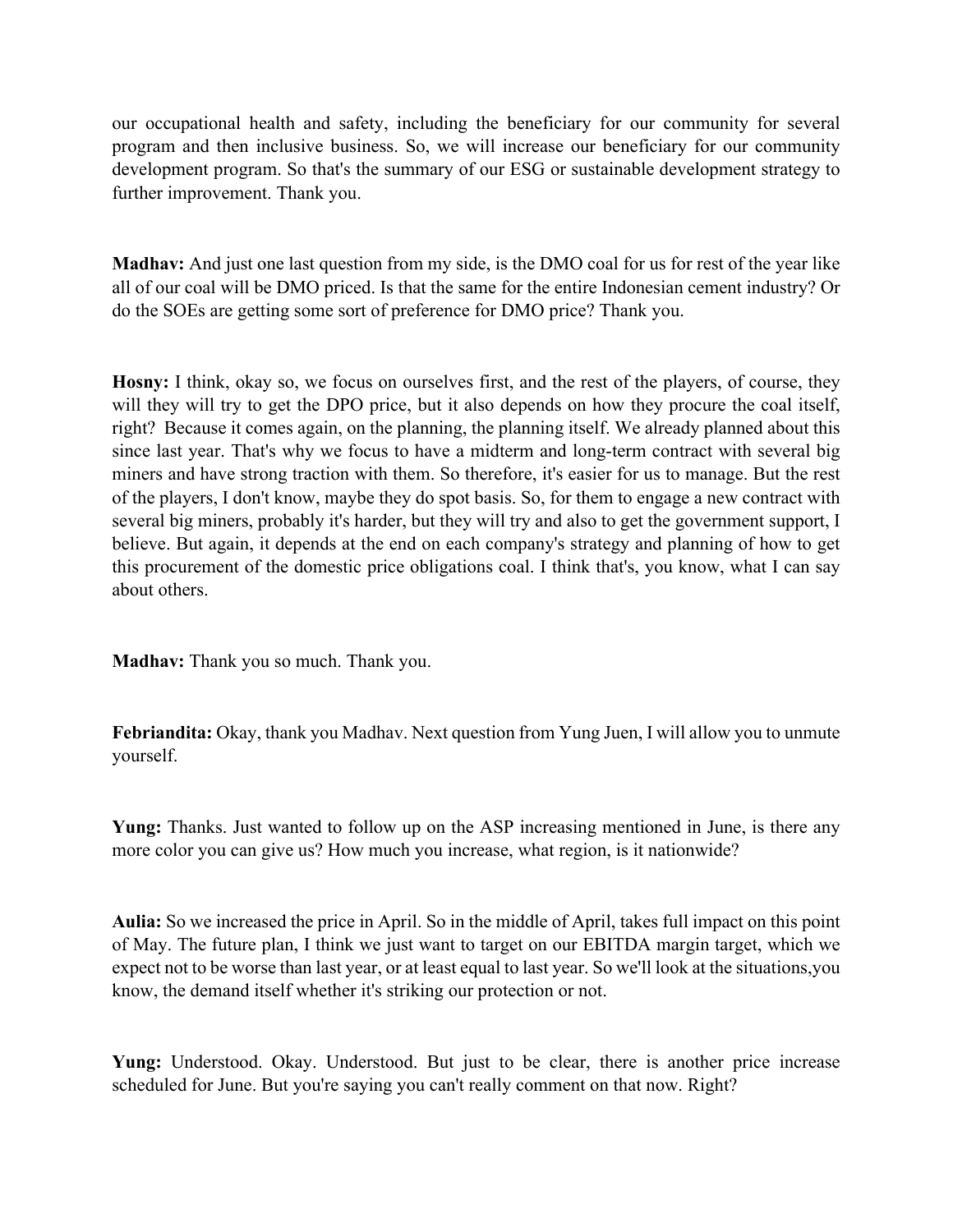our occupational health and safety, including the beneficiary for our community for several program and then inclusive business. So, we will increase our beneficiary for our community development program. So that's the summary of our ESG or sustainable development strategy to further improvement. Thank you.

**Madhav:** And just one last question from my side, is the DMO coal for us for rest of the year like all of our coal will be DMO priced. Is that the same for the entire Indonesian cement industry? Or do the SOEs are getting some sort of preference for DMO price? Thank you.

**Hosny:** I think, okay so, we focus on ourselves first, and the rest of the players, of course, they will they will try to get the DPO price, but it also depends on how they procure the coal itself, right? Because it comes again, on the planning, the planning itself. We already planned about this since last year. That's why we focus to have a midterm and long-term contract with several big miners and have strong traction with them. So therefore, it's easier for us to manage. But the rest of the players, I don't know, maybe they do spot basis. So, for them to engage a new contract with several big miners, probably it's harder, but they will try and also to get the government support, I believe. But again, it depends at the end on each company's strategy and planning of how to get this procurement of the domestic price obligations coal. I think that's, you know, what I can say about others.

**Madhav:** Thank you so much. Thank you.

**Febriandita:** Okay, thank you Madhav. Next question from Yung Juen, I will allow you to unmute yourself.

**Yung:** Thanks. Just wanted to follow up on the ASP increasing mentioned in June, is there any more color you can give us? How much you increase, what region, is it nationwide?

**Aulia:** So we increased the price in April. So in the middle of April, takes full impact on this point of May. The future plan, I think we just want to target on our EBITDA margin target, which we expect not to be worse than last year, or at least equal to last year. So we'll look at the situations,you know, the demand itself whether it's striking our protection or not.

**Yung:** Understood. Okay. Understood. But just to be clear, there is another price increase scheduled for June. But you're saying you can't really comment on that now. Right?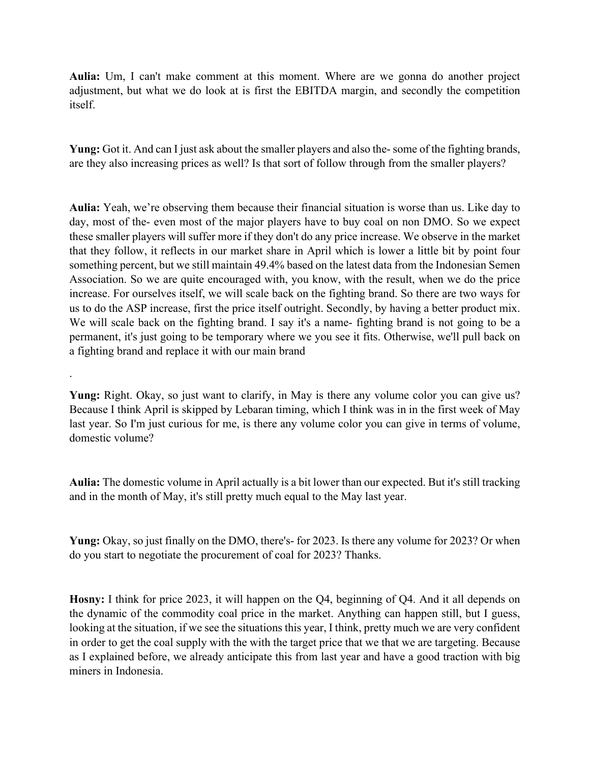**Aulia:** Um, I can't make comment at this moment. Where are we gonna do another project adjustment, but what we do look at is first the EBITDA margin, and secondly the competition itself.

**Yung:** Got it. And can I just ask about the smaller players and also the- some of the fighting brands, are they also increasing prices as well? Is that sort of follow through from the smaller players?

**Aulia:** Yeah, we're observing them because their financial situation is worse than us. Like day to day, most of the- even most of the major players have to buy coal on non DMO. So we expect these smaller players will suffer more if they don't do any price increase. We observe in the market that they follow, it reflects in our market share in April which is lower a little bit by point four something percent, but we still maintain 49.4% based on the latest data from the Indonesian Semen Association. So we are quite encouraged with, you know, with the result, when we do the price increase. For ourselves itself, we will scale back on the fighting brand. So there are two ways for us to do the ASP increase, first the price itself outright. Secondly, by having a better product mix. We will scale back on the fighting brand. I say it's a name- fighting brand is not going to be a permanent, it's just going to be temporary where we you see it fits. Otherwise, we'll pull back on a fighting brand and replace it with our main brand

.

**Yung:** Right. Okay, so just want to clarify, in May is there any volume color you can give us? Because I think April is skipped by Lebaran timing, which I think was in in the first week of May last year. So I'm just curious for me, is there any volume color you can give in terms of volume, domestic volume?

**Aulia:** The domestic volume in April actually is a bit lower than our expected. But it's still tracking and in the month of May, it's still pretty much equal to the May last year.

**Yung:** Okay, so just finally on the DMO, there's- for 2023. Is there any volume for 2023? Or when do you start to negotiate the procurement of coal for 2023? Thanks.

**Hosny:** I think for price 2023, it will happen on the Q4, beginning of Q4. And it all depends on the dynamic of the commodity coal price in the market. Anything can happen still, but I guess, looking at the situation, if we see the situations this year, I think, pretty much we are very confident in order to get the coal supply with the with the target price that we that we are targeting. Because as I explained before, we already anticipate this from last year and have a good traction with big miners in Indonesia.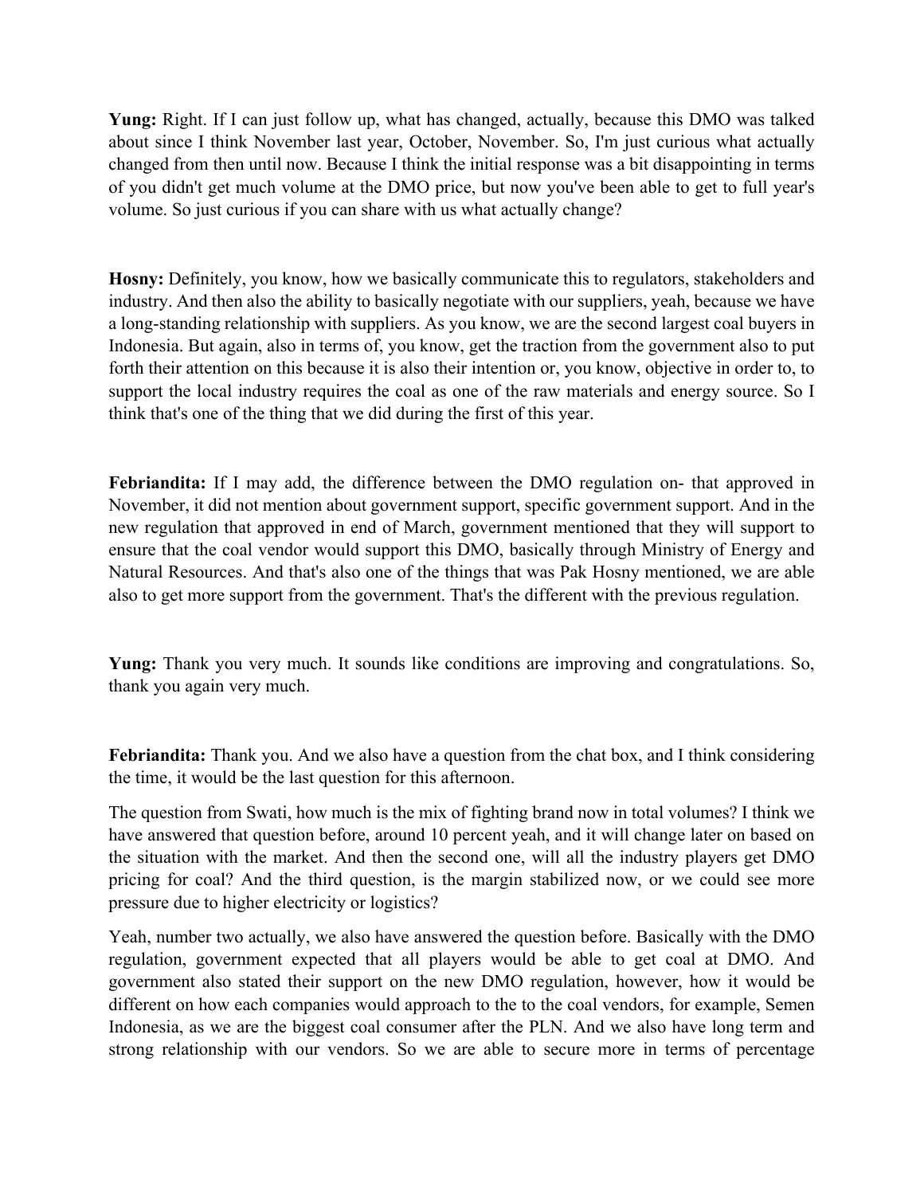**Yung:** Right. If I can just follow up, what has changed, actually, because this DMO was talked about since I think November last year, October, November. So, I'm just curious what actually changed from then until now. Because I think the initial response was a bit disappointing in terms of you didn't get much volume at the DMO price, but now you've been able to get to full year's volume. So just curious if you can share with us what actually change?

**Hosny:** Definitely, you know, how we basically communicate this to regulators, stakeholders and industry. And then also the ability to basically negotiate with our suppliers, yeah, because we have a long-standing relationship with suppliers. As you know, we are the second largest coal buyers in Indonesia. But again, also in terms of, you know, get the traction from the government also to put forth their attention on this because it is also their intention or, you know, objective in order to, to support the local industry requires the coal as one of the raw materials and energy source. So I think that's one of the thing that we did during the first of this year.

**Febriandita:** If I may add, the difference between the DMO regulation on- that approved in November, it did not mention about government support, specific government support. And in the new regulation that approved in end of March, government mentioned that they will support to ensure that the coal vendor would support this DMO, basically through Ministry of Energy and Natural Resources. And that's also one of the things that was Pak Hosny mentioned, we are able also to get more support from the government. That's the different with the previous regulation.

**Yung:** Thank you very much. It sounds like conditions are improving and congratulations. So, thank you again very much.

**Febriandita:** Thank you. And we also have a question from the chat box, and I think considering the time, it would be the last question for this afternoon.

The question from Swati, how much is the mix of fighting brand now in total volumes? I think we have answered that question before, around 10 percent yeah, and it will change later on based on the situation with the market. And then the second one, will all the industry players get DMO pricing for coal? And the third question, is the margin stabilized now, or we could see more pressure due to higher electricity or logistics?

Yeah, number two actually, we also have answered the question before. Basically with the DMO regulation, government expected that all players would be able to get coal at DMO. And government also stated their support on the new DMO regulation, however, how it would be different on how each companies would approach to the to the coal vendors, for example, Semen Indonesia, as we are the biggest coal consumer after the PLN. And we also have long term and strong relationship with our vendors. So we are able to secure more in terms of percentage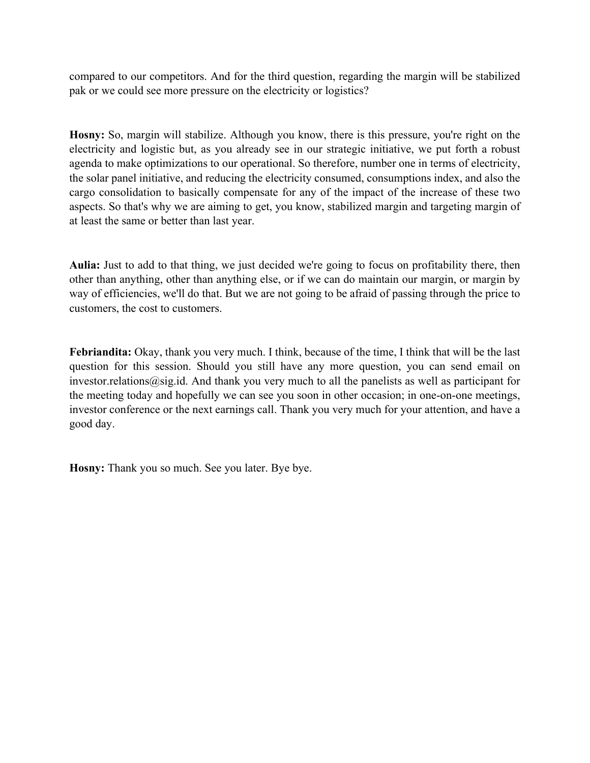compared to our competitors. And for the third question, regarding the margin will be stabilized pak or we could see more pressure on the electricity or logistics?

**Hosny:** So, margin will stabilize. Although you know, there is this pressure, you're right on the electricity and logistic but, as you already see in our strategic initiative, we put forth a robust agenda to make optimizations to our operational. So therefore, number one in terms of electricity, the solar panel initiative, and reducing the electricity consumed, consumptions index, and also the cargo consolidation to basically compensate for any of the impact of the increase of these two aspects. So that's why we are aiming to get, you know, stabilized margin and targeting margin of at least the same or better than last year.

**Aulia:** Just to add to that thing, we just decided we're going to focus on profitability there, then other than anything, other than anything else, or if we can do maintain our margin, or margin by way of efficiencies, we'll do that. But we are not going to be afraid of passing through the price to customers, the cost to customers.

**Febriandita:** Okay, thank you very much. I think, because of the time, I think that will be the last question for this session. Should you still have any more question, you can send email on investor.relations@sig.id. And thank you very much to all the panelists as well as participant for the meeting today and hopefully we can see you soon in other occasion; in one-on-one meetings, investor conference or the next earnings call. Thank you very much for your attention, and have a good day.

**Hosny:** Thank you so much. See you later. Bye bye.